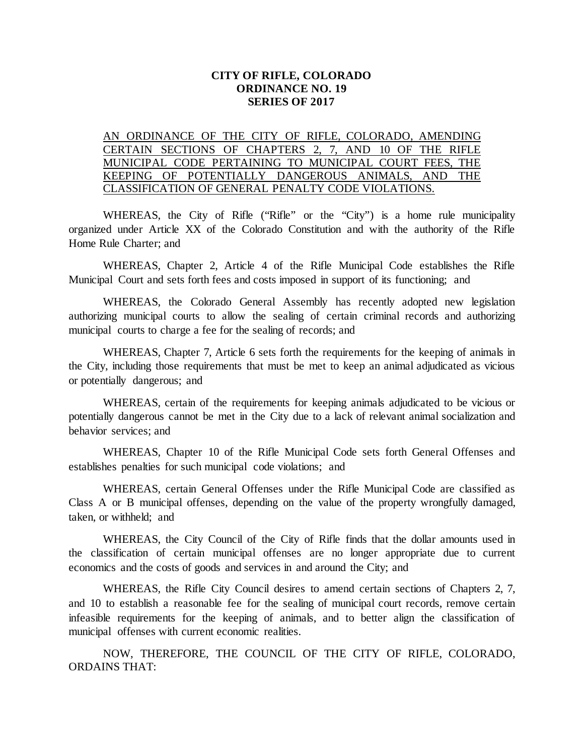**CITY OF RIFLE, COLORADO**
**ORDINANCE NO. 19**
**SERIES OF 2017**

AN ORDINANCE OF THE CITY OF RIFLE, COLORADO, AMENDING CERTAIN SECTIONS OF CHAPTERS 2, 7, AND 10 OF THE RIFLE MUNICIPAL CODE PERTAINING TO MUNICIPAL COURT FEES, THE KEEPING OF POTENTIALLY DANGEROUS ANIMALS, AND THE CLASSIFICATION OF GENERAL PENALTY CODE VIOLATIONS.

WHEREAS, the City of Rifle ("Rifle" or the "City") is a home rule municipality organized under Article XX of the Colorado Constitution and with the authority of the Rifle Home Rule Charter; and

WHEREAS, Chapter 2, Article 4 of the Rifle Municipal Code establishes the Rifle Municipal Court and sets forth fees and costs imposed in support of its functioning; and

WHEREAS, the Colorado General Assembly has recently adopted new legislation authorizing municipal courts to allow the sealing of certain criminal records and authorizing municipal courts to charge a fee for the sealing of records; and

WHEREAS, Chapter 7, Article 6 sets forth the requirements for the keeping of animals in the City, including those requirements that must be met to keep an animal adjudicated as vicious or potentially dangerous; and

WHEREAS, certain of the requirements for keeping animals adjudicated to be vicious or potentially dangerous cannot be met in the City due to a lack of relevant animal socialization and behavior services; and

WHEREAS, Chapter 10 of the Rifle Municipal Code sets forth General Offenses and establishes penalties for such municipal code violations; and

WHEREAS, certain General Offenses under the Rifle Municipal Code are classified as Class A or B municipal offenses, depending on the value of the property wrongfully damaged, taken, or withheld; and

WHEREAS, the City Council of the City of Rifle finds that the dollar amounts used in the classification of certain municipal offenses are no longer appropriate due to current economics and the costs of goods and services in and around the City; and

WHEREAS, the Rifle City Council desires to amend certain sections of Chapters 2, 7, and 10 to establish a reasonable fee for the sealing of municipal court records, remove certain infeasible requirements for the keeping of animals, and to better align the classification of municipal offenses with current economic realities.

NOW, THEREFORE, THE COUNCIL OF THE CITY OF RIFLE, COLORADO, ORDAINS THAT: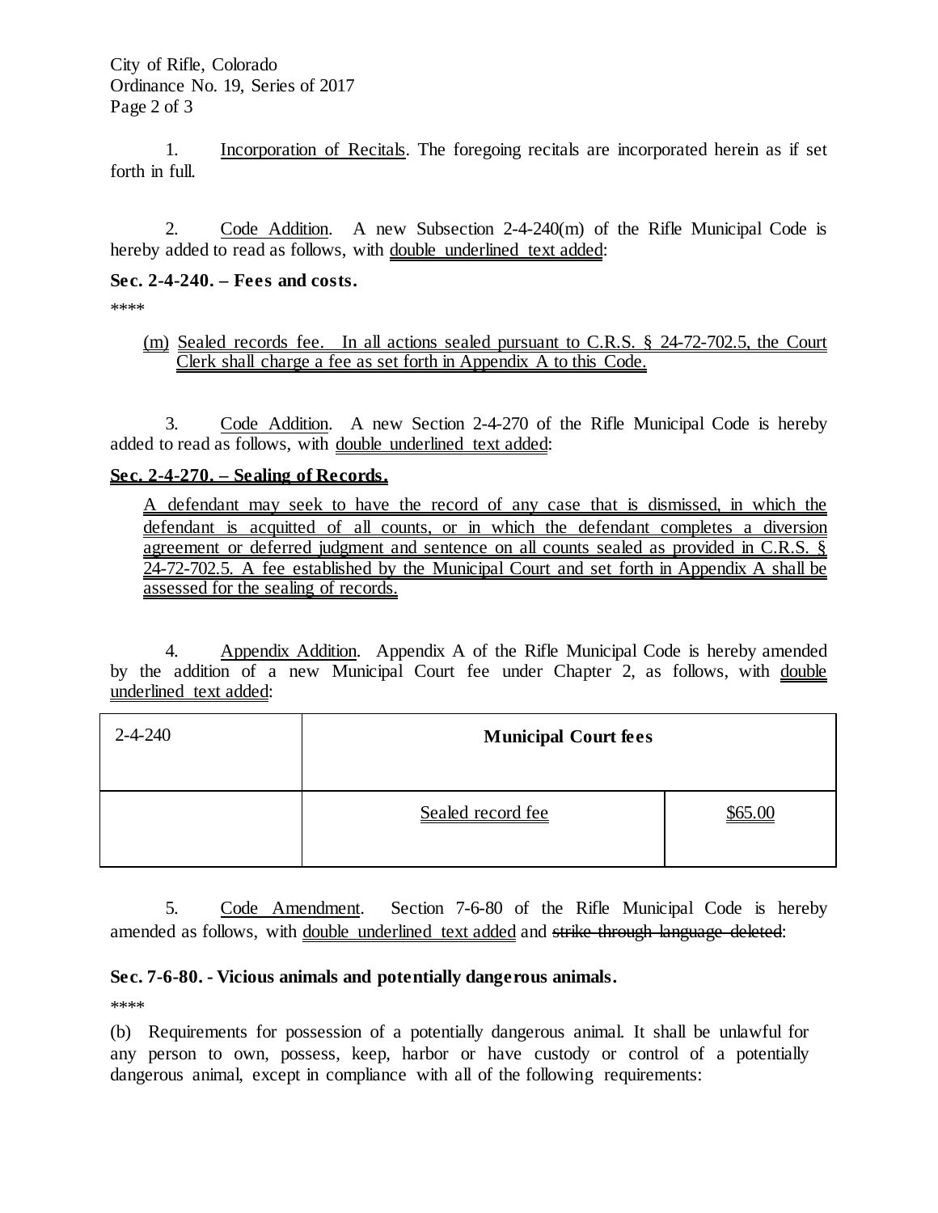1. Incorporation of Recitals. The foregoing recitals are incorporated herein as if set forth in full.

2. Code Addition. A new Subsection 2-4-240(m) of the Rifle Municipal Code is hereby added to read as follows, with double underlined text added:

**Sec. 2-4-240. – Fees and costs.**

****

(m) Sealed records fee. In all actions sealed pursuant to C.R.S. § 24-72-702.5, the Court Clerk shall charge a fee as set forth in Appendix A to this Code.

3. Code Addition. A new Section 2-4-270 of the Rifle Municipal Code is hereby added to read as follows, with double underlined text added:

**Sec. 2-4-270. – Sealing of Records.**

A defendant may seek to have the record of any case that is dismissed, in which the defendant is acquitted of all counts, or in which the defendant completes a diversion agreement or deferred judgment and sentence on all counts sealed as provided in C.R.S. § 24-72-702.5. A fee established by the Municipal Court and set forth in Appendix A shall be assessed for the sealing of records.

4. Appendix Addition. Appendix A of the Rifle Municipal Code is hereby amended by the addition of a new Municipal Court fee under Chapter 2, as follows, with double underlined text added:

| 2-4-240 | **Municipal Court fees** | |
|---|---|---|
| | Sealed record fee | $65.00 |

5. Code Amendment. Section 7-6-80 of the Rifle Municipal Code is hereby amended as follows, with double underlined text added and ~~strike through language deleted~~:

**Sec. 7-6-80. - Vicious animals and potentially dangerous animals.**

****

(b) Requirements for possession of a potentially dangerous animal. It shall be unlawful for any person to own, possess, keep, harbor or have custody or control of a potentially dangerous animal, except in compliance with all of the following requirements: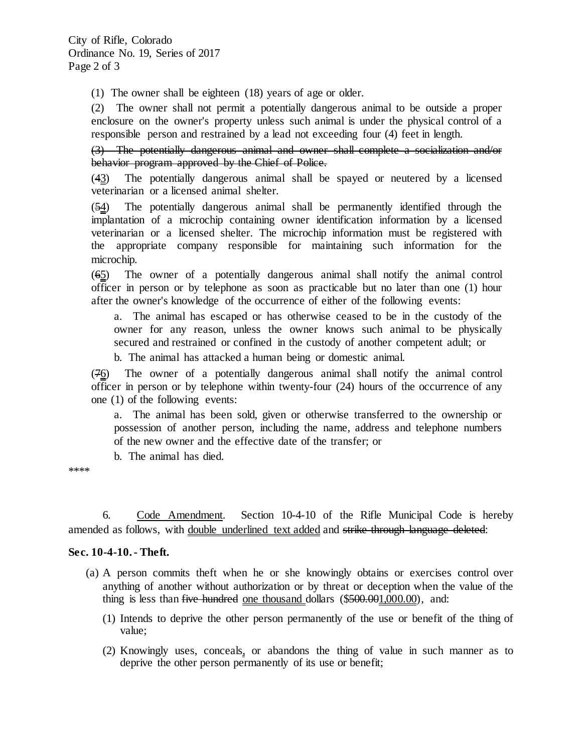(1) The owner shall be eighteen (18) years of age or older.

(2) The owner shall not permit a potentially dangerous animal to be outside a proper enclosure on the owner's property unless such animal is under the physical control of a responsible person and restrained by a lead not exceeding four (4) feet in length.

~~(3) The potentially dangerous animal and owner shall complete a socialization and/or behavior program approved by the Chief of Police.~~

(~~4~~<u>3</u>) The potentially dangerous animal shall be spayed or neutered by a licensed veterinarian or a licensed animal shelter.

(~~5~~<u>4</u>) The potentially dangerous animal shall be permanently identified through the implantation of a microchip containing owner identification information by a licensed veterinarian or a licensed shelter. The microchip information must be registered with the appropriate company responsible for maintaining such information for the microchip.

(~~6~~<u>5</u>) The owner of a potentially dangerous animal shall notify the animal control officer in person or by telephone as soon as practicable but no later than one (1) hour after the owner's knowledge of the occurrence of either of the following events:

a. The animal has escaped or has otherwise ceased to be in the custody of the owner for any reason, unless the owner knows such animal to be physically secured and restrained or confined in the custody of another competent adult; or

b. The animal has attacked a human being or domestic animal.

(~~7~~<u>6</u>) The owner of a potentially dangerous animal shall notify the animal control officer in person or by telephone within twenty-four (24) hours of the occurrence of any one (1) of the following events:

a. The animal has been sold, given or otherwise transferred to the ownership or possession of another person, including the name, address and telephone numbers of the new owner and the effective date of the transfer; or

b. The animal has died.

****

6. <u>Code Amendment</u>. Section 10-4-10 of the Rifle Municipal Code is hereby amended as follows, with <u>double underlined text added</u> and ~~strike through language deleted~~:

**Sec. 10-4-10. - Theft.**

(a) A person commits theft when he or she knowingly obtains or exercises control over anything of another without authorization or by threat or deception when the value of the thing is less than ~~five hundred~~ <u>one thousand</u> dollars ($~~500.00~~<u>1,000.00</u>), and:

(1) Intends to deprive the other person permanently of the use or benefit of the thing of value;

(2) Knowingly uses, conceals<u>,</u> or abandons the thing of value in such manner as to deprive the other person permanently of its use or benefit;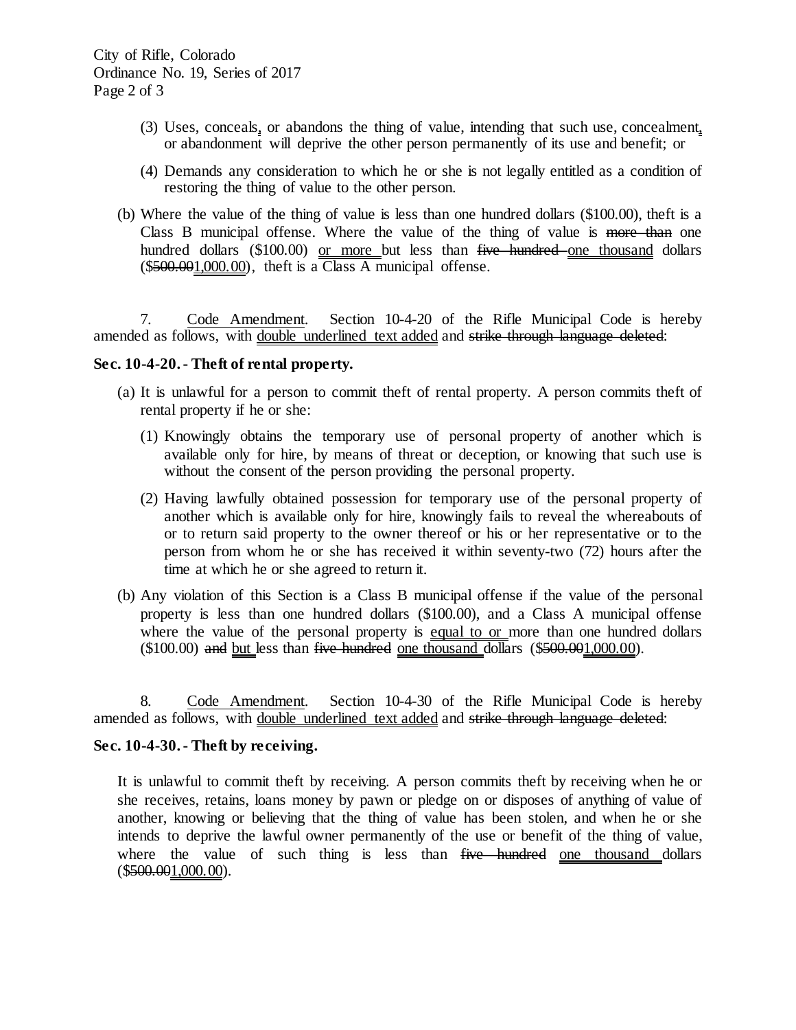(3) Uses, conceals, or abandons the thing of value, intending that such use, concealment, or abandonment will deprive the other person permanently of its use and benefit; or

(4) Demands any consideration to which he or she is not legally entitled as a condition of restoring the thing of value to the other person.

(b) Where the value of the thing of value is less than one hundred dollars ($100.00), theft is a Class B municipal offense. Where the value of the thing of value is ~~more than~~ one hundred dollars ($100.00) or more but less than ~~five hundred~~ one thousand dollars (~~$500.00~~1,000.00), theft is a Class A municipal offense.

7. Code Amendment. Section 10-4-20 of the Rifle Municipal Code is hereby amended as follows, with double underlined text added and ~~strike through language deleted~~:

**Sec. 10-4-20. - Theft of rental property.**

(a) It is unlawful for a person to commit theft of rental property. A person commits theft of rental property if he or she:

(1) Knowingly obtains the temporary use of personal property of another which is available only for hire, by means of threat or deception, or knowing that such use is without the consent of the person providing the personal property.

(2) Having lawfully obtained possession for temporary use of the personal property of another which is available only for hire, knowingly fails to reveal the whereabouts of or to return said property to the owner thereof or his or her representative or to the person from whom he or she has received it within seventy-two (72) hours after the time at which he or she agreed to return it.

(b) Any violation of this Section is a Class B municipal offense if the value of the personal property is less than one hundred dollars ($100.00), and a Class A municipal offense where the value of the personal property is equal to or more than one hundred dollars ($100.00) ~~and~~ but less than ~~five hundred~~ one thousand dollars (~~$500.00~~1,000.00).

8. Code Amendment. Section 10-4-30 of the Rifle Municipal Code is hereby amended as follows, with double underlined text added and ~~strike through language deleted~~:

**Sec. 10-4-30. - Theft by receiving.**

It is unlawful to commit theft by receiving. A person commits theft by receiving when he or she receives, retains, loans money by pawn or pledge on or disposes of anything of value of another, knowing or believing that the thing of value has been stolen, and when he or she intends to deprive the lawful owner permanently of the use or benefit of the thing of value, where the value of such thing is less than ~~five hundred~~ one thousand dollars (~~$500.00~~1,000.00).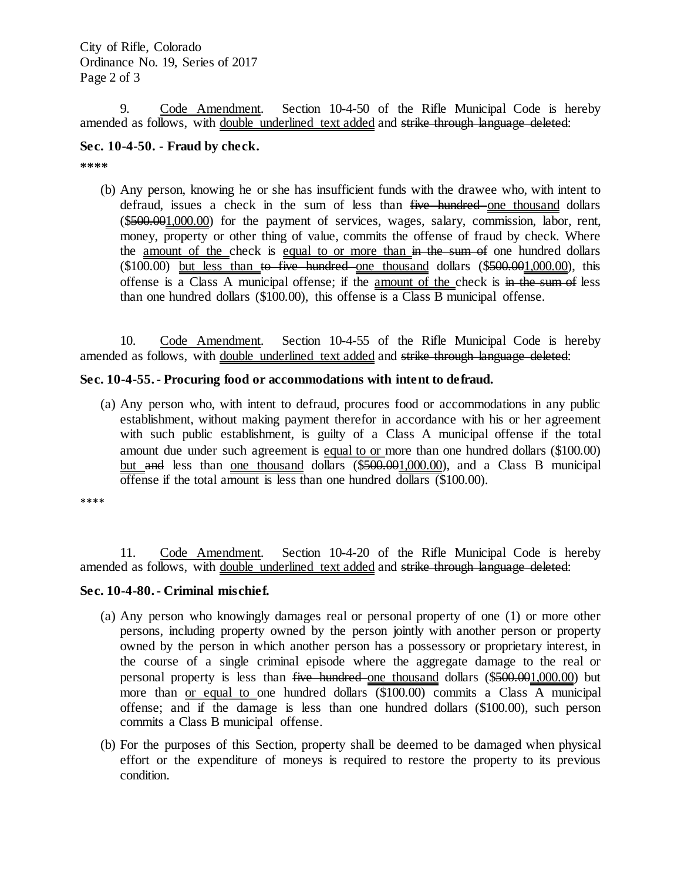9. Code Amendment. Section 10-4-50 of the Rifle Municipal Code is hereby amended as follows, with <u>double underlined text added</u> and ~~strike through language deleted~~:

**Sec. 10-4-50. - Fraud by check.**

**\*\*\*\***

(b) Any person, knowing he or she has insufficient funds with the drawee who, with intent to defraud, issues a check in the sum of less than ~~five hundred~~ <u>one thousand</u> dollars ($~~500.00~~<u>1,000.00</u>) for the payment of services, wages, salary, commission, labor, rent, money, property or other thing of value, commits the offense of fraud by check. Where the <u>amount of the</u> check is <u>equal to or more than</u> ~~in the sum of~~ one hundred dollars ($100.00) <u>but less than</u> ~~to five hundred~~ <u>one thousand</u> dollars ($~~500.00~~<u>1,000.00</u>), this offense is a Class A municipal offense; if the <u>amount of the</u> check is ~~in the sum of~~ less than one hundred dollars ($100.00), this offense is a Class B municipal offense.

10. Code Amendment. Section 10-4-55 of the Rifle Municipal Code is hereby amended as follows, with <u>double underlined text added</u> and ~~strike through language deleted~~:

**Sec. 10-4-55. - Procuring food or accommodations with intent to defraud.**

(a) Any person who, with intent to defraud, procures food or accommodations in any public establishment, without making payment therefor in accordance with his or her agreement with such public establishment, is guilty of a Class A municipal offense if the total amount due under such agreement is <u>equal to or</u> more than one hundred dollars ($100.00) <u>but</u> ~~and~~ less than <u>one thousand</u> dollars ($~~500.00~~<u>1,000.00</u>), and a Class B municipal offense if the total amount is less than one hundred dollars ($100.00).

\*\*\*\*

11. Code Amendment. Section 10-4-20 of the Rifle Municipal Code is hereby amended as follows, with <u>double underlined text added</u> and ~~strike through language deleted~~:

**Sec. 10-4-80. - Criminal mischief.**

(a) Any person who knowingly damages real or personal property of one (1) or more other persons, including property owned by the person jointly with another person or property owned by the person in which another person has a possessory or proprietary interest, in the course of a single criminal episode where the aggregate damage to the real or personal property is less than ~~five hundred~~ <u>one thousand</u> dollars ($~~500.00~~<u>1,000.00</u>) but more than <u>or equal to</u> one hundred dollars ($100.00) commits a Class A municipal offense; and if the damage is less than one hundred dollars ($100.00), such person commits a Class B municipal offense.

(b) For the purposes of this Section, property shall be deemed to be damaged when physical effort or the expenditure of moneys is required to restore the property to its previous condition.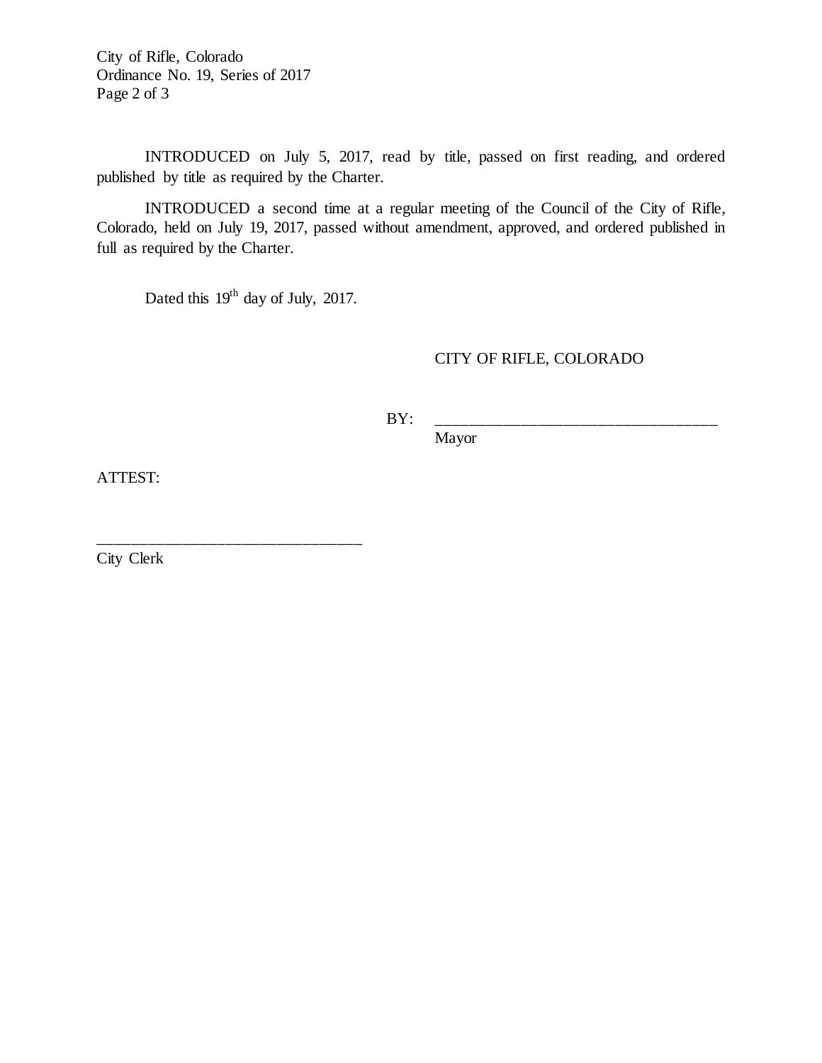INTRODUCED on July 5, 2017, read by title, passed on first reading, and ordered published by title as required by the Charter.

INTRODUCED a second time at a regular meeting of the Council of the City of Rifle, Colorado, held on July 19, 2017, passed without amendment, approved, and ordered published in full as required by the Charter.

Dated this 19th day of July, 2017.

CITY OF RIFLE, COLORADO

BY: ___________________________________
Mayor

ATTEST:

_________________________________
City Clerk